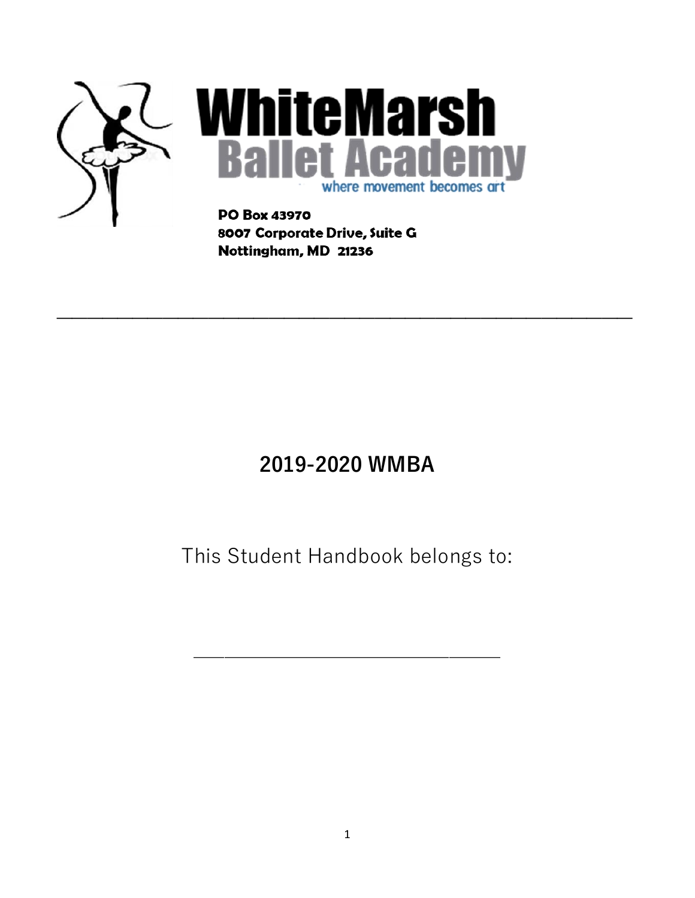# WhiteMarsh Ballet Academy

where movement becomes art

**PO Box 43970**
**8007 Corporate Drive, Suite G**
**Nottingham, MD 21236**

---

## 2019-2020 WMBA

This Student Handbook belongs to:

____________________________________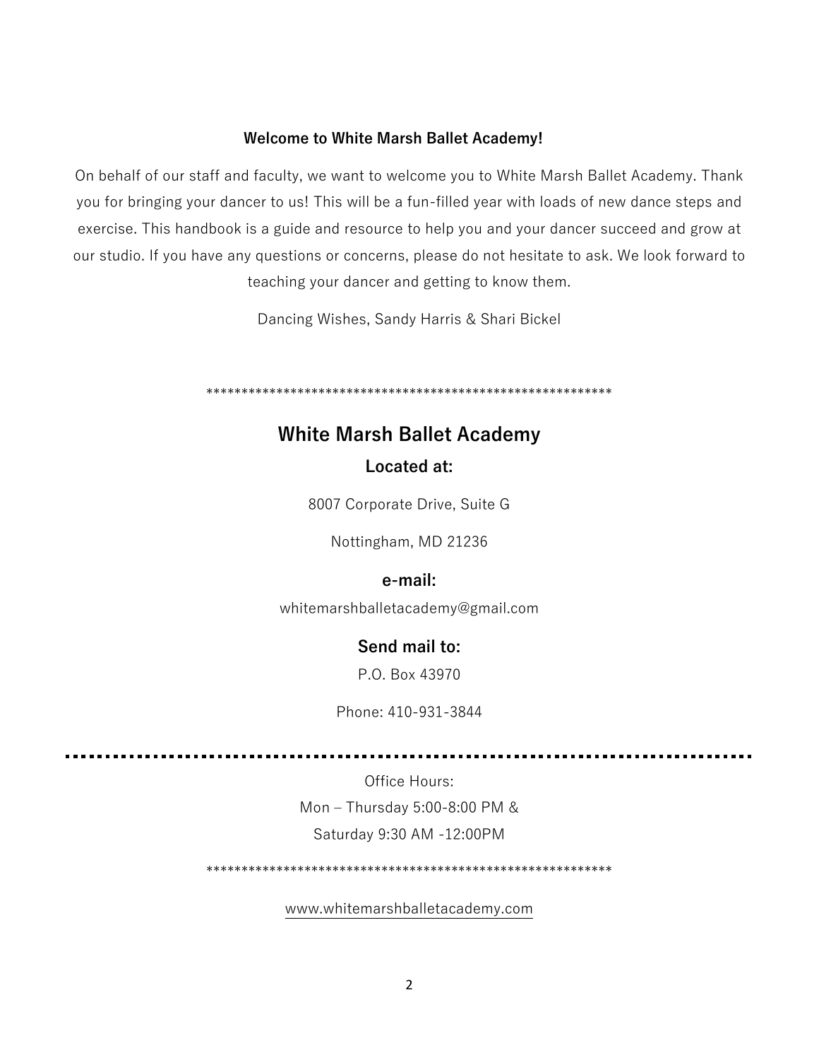**Welcome to White Marsh Ballet Academy!**

On behalf of our staff and faculty, we want to welcome you to White Marsh Ballet Academy. Thank you for bringing your dancer to us! This will be a fun-filled year with loads of new dance steps and exercise. This handbook is a guide and resource to help you and your dancer succeed and grow at our studio. If you have any questions or concerns, please do not hesitate to ask. We look forward to teaching your dancer and getting to know them.

Dancing Wishes, Sandy Harris & Shari Bickel

**********************************************************

## White Marsh Ballet Academy

### Located at:

8007 Corporate Drive, Suite G

Nottingham, MD 21236

### e-mail:

whitemarshballetacademy@gmail.com

### Send mail to:

P.O. Box 43970

Phone: 410-931-3844

---

Office Hours:

Mon – Thursday 5:00-8:00 PM &

Saturday 9:30 AM -12:00PM

**********************************************************

www.whitemarshballetacademy.com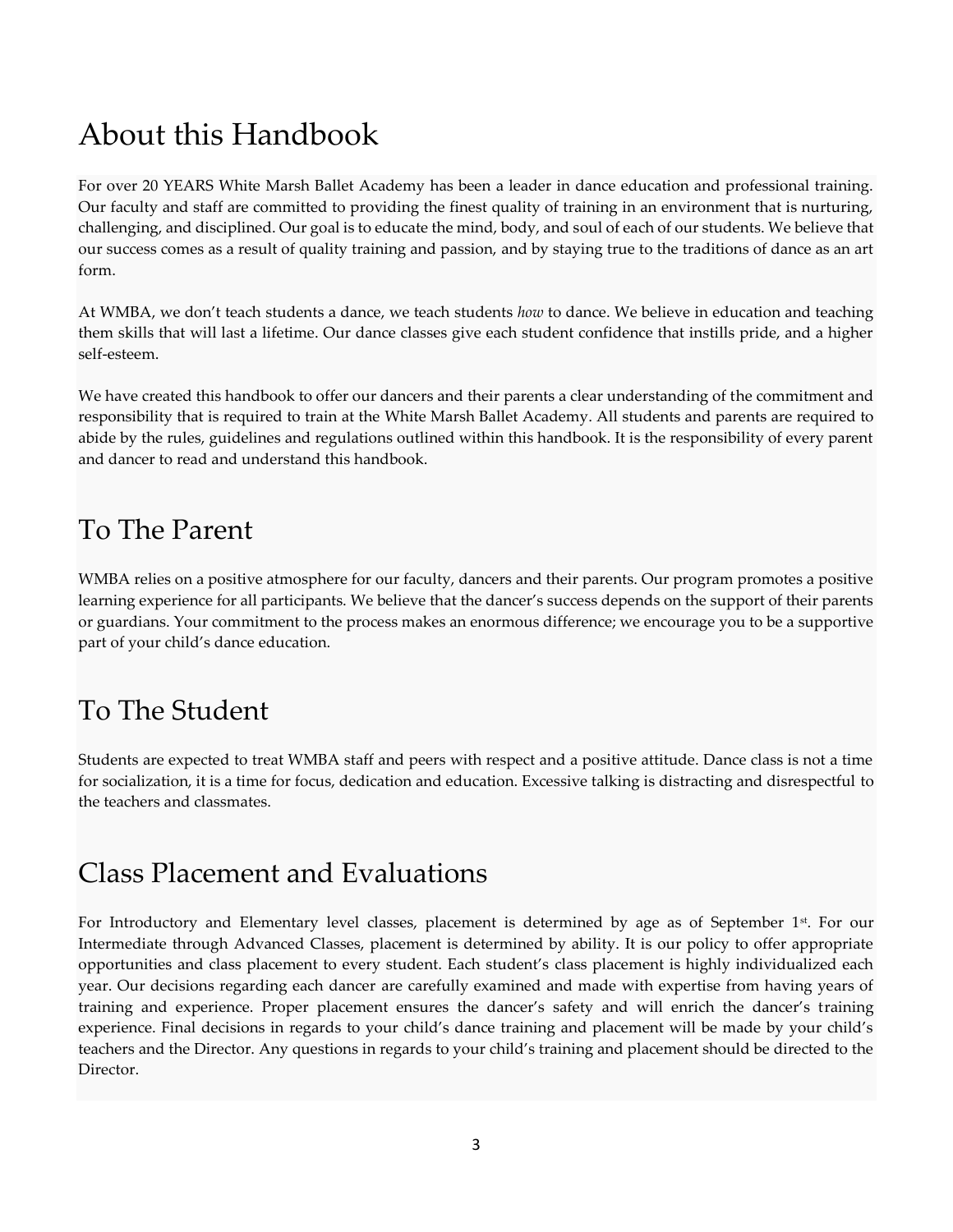# About this Handbook

For over 20 YEARS White Marsh Ballet Academy has been a leader in dance education and professional training. Our faculty and staff are committed to providing the finest quality of training in an environment that is nurturing, challenging, and disciplined. Our goal is to educate the mind, body, and soul of each of our students. We believe that our success comes as a result of quality training and passion, and by staying true to the traditions of dance as an art form.

At WMBA, we don't teach students a dance, we teach students *how* to dance. We believe in education and teaching them skills that will last a lifetime. Our dance classes give each student confidence that instills pride, and a higher self-esteem.

We have created this handbook to offer our dancers and their parents a clear understanding of the commitment and responsibility that is required to train at the White Marsh Ballet Academy. All students and parents are required to abide by the rules, guidelines and regulations outlined within this handbook. It is the responsibility of every parent and dancer to read and understand this handbook.

# To The Parent

WMBA relies on a positive atmosphere for our faculty, dancers and their parents. Our program promotes a positive learning experience for all participants. We believe that the dancer's success depends on the support of their parents or guardians. Your commitment to the process makes an enormous difference; we encourage you to be a supportive part of your child's dance education.

# To The Student

Students are expected to treat WMBA staff and peers with respect and a positive attitude. Dance class is not a time for socialization, it is a time for focus, dedication and education. Excessive talking is distracting and disrespectful to the teachers and classmates.

# Class Placement and Evaluations

For Introductory and Elementary level classes, placement is determined by age as of September 1st. For our Intermediate through Advanced Classes, placement is determined by ability. It is our policy to offer appropriate opportunities and class placement to every student. Each student's class placement is highly individualized each year. Our decisions regarding each dancer are carefully examined and made with expertise from having years of training and experience. Proper placement ensures the dancer's safety and will enrich the dancer's training experience. Final decisions in regards to your child's dance training and placement will be made by your child's teachers and the Director. Any questions in regards to your child's training and placement should be directed to the Director.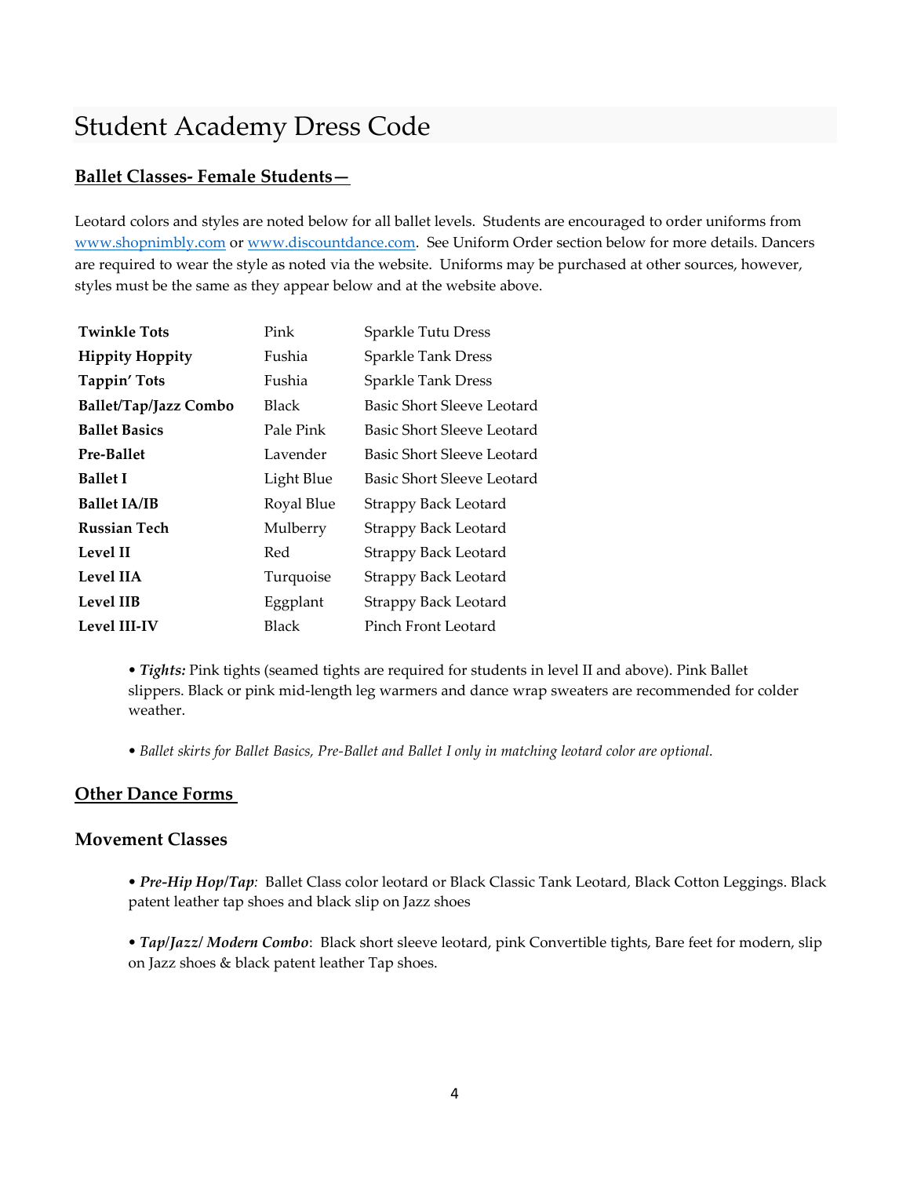# Student Academy Dress Code

## Ballet Classes- Female Students—

Leotard colors and styles are noted below for all ballet levels. Students are encouraged to order uniforms from www.shopnimbly.com or www.discountdance.com. See Uniform Order section below for more details. Dancers are required to wear the style as noted via the website. Uniforms may be purchased at other sources, however, styles must be the same as they appear below and at the website above.

| | | |
|---|---|---|
| **Twinkle Tots** | Pink | Sparkle Tutu Dress |
| **Hippity Hoppity** | Fushia | Sparkle Tank Dress |
| **Tappin' Tots** | Fushia | Sparkle Tank Dress |
| **Ballet/Tap/Jazz Combo** | Black | Basic Short Sleeve Leotard |
| **Ballet Basics** | Pale Pink | Basic Short Sleeve Leotard |
| **Pre-Ballet** | Lavender | Basic Short Sleeve Leotard |
| **Ballet I** | Light Blue | Basic Short Sleeve Leotard |
| **Ballet IA/IB** | Royal Blue | Strappy Back Leotard |
| **Russian Tech** | Mulberry | Strappy Back Leotard |
| **Level II** | Red | Strappy Back Leotard |
| **Level IIA** | Turquoise | Strappy Back Leotard |
| **Level IIB** | Eggplant | Strappy Back Leotard |
| **Level III-IV** | Black | Pinch Front Leotard |

- ***Tights:*** Pink tights (seamed tights are required for students in level II and above). Pink Ballet slippers. Black or pink mid-length leg warmers and dance wrap sweaters are recommended for colder weather.

- *Ballet skirts for Ballet Basics, Pre-Ballet and Ballet I only in matching leotard color are optional.*

## Other Dance Forms

### Movement Classes

- ***Pre-Hip Hop/Tap**:* Ballet Class color leotard or Black Classic Tank Leotard, Black Cotton Leggings. Black patent leather tap shoes and black slip on Jazz shoes

- ***Tap/Jazz/ Modern Combo***: Black short sleeve leotard, pink Convertible tights, Bare feet for modern, slip on Jazz shoes & black patent leather Tap shoes.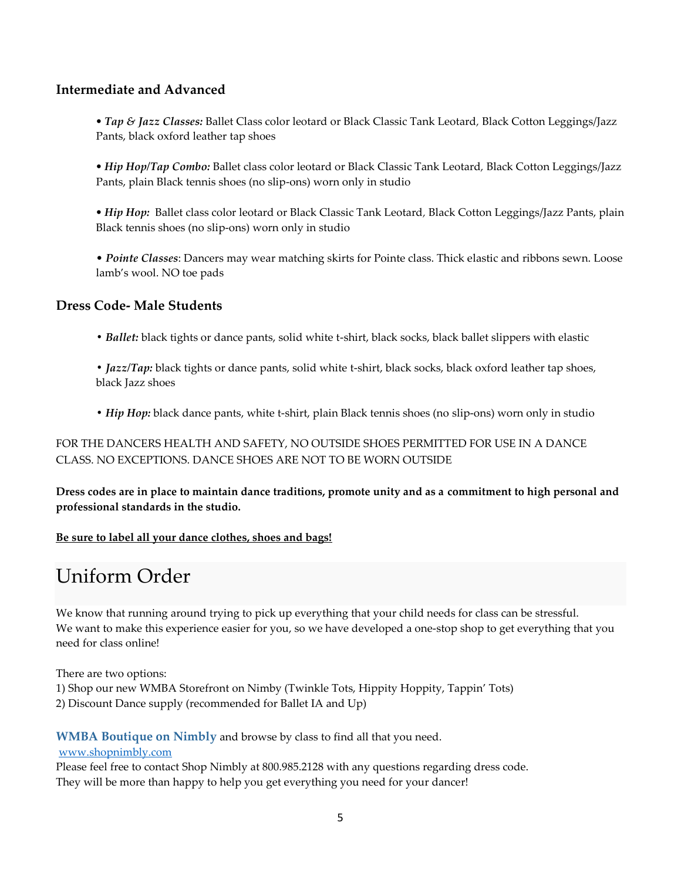### Intermediate and Advanced

- ***Tap & Jazz Classes:*** Ballet Class color leotard or Black Classic Tank Leotard, Black Cotton Leggings/Jazz Pants, black oxford leather tap shoes

- ***Hip Hop/Tap Combo:*** Ballet class color leotard or Black Classic Tank Leotard, Black Cotton Leggings/Jazz Pants, plain Black tennis shoes (no slip-ons) worn only in studio

- ***Hip Hop:*** Ballet class color leotard or Black Classic Tank Leotard, Black Cotton Leggings/Jazz Pants, plain Black tennis shoes (no slip-ons) worn only in studio

- ***Pointe Classes***: Dancers may wear matching skirts for Pointe class. Thick elastic and ribbons sewn. Loose lamb's wool. NO toe pads

### Dress Code- Male Students

- ***Ballet:*** black tights or dance pants, solid white t-shirt, black socks, black ballet slippers with elastic

- ***Jazz/Tap:*** black tights or dance pants, solid white t-shirt, black socks, black oxford leather tap shoes, black Jazz shoes

- ***Hip Hop:*** black dance pants, white t-shirt, plain Black tennis shoes (no slip-ons) worn only in studio

FOR THE DANCERS HEALTH AND SAFETY, NO OUTSIDE SHOES PERMITTED FOR USE IN A DANCE CLASS. NO EXCEPTIONS. DANCE SHOES ARE NOT TO BE WORN OUTSIDE

**Dress codes are in place to maintain dance traditions, promote unity and as a commitment to high personal and professional standards in the studio.**

**Be sure to label all your dance clothes, shoes and bags!**

# Uniform Order

We know that running around trying to pick up everything that your child needs for class can be stressful. We want to make this experience easier for you, so we have developed a one-stop shop to get everything that you need for class online!

There are two options:
1) Shop our new WMBA Storefront on Nimby (Twinkle Tots, Hippity Hoppity, Tappin' Tots)
2) Discount Dance supply (recommended for Ballet IA and Up)

**WMBA Boutique on Nimbly** and browse by class to find all that you need.
www.shopnimbly.com
Please feel free to contact Shop Nimbly at 800.985.2128 with any questions regarding dress code. They will be more than happy to help you get everything you need for your dancer!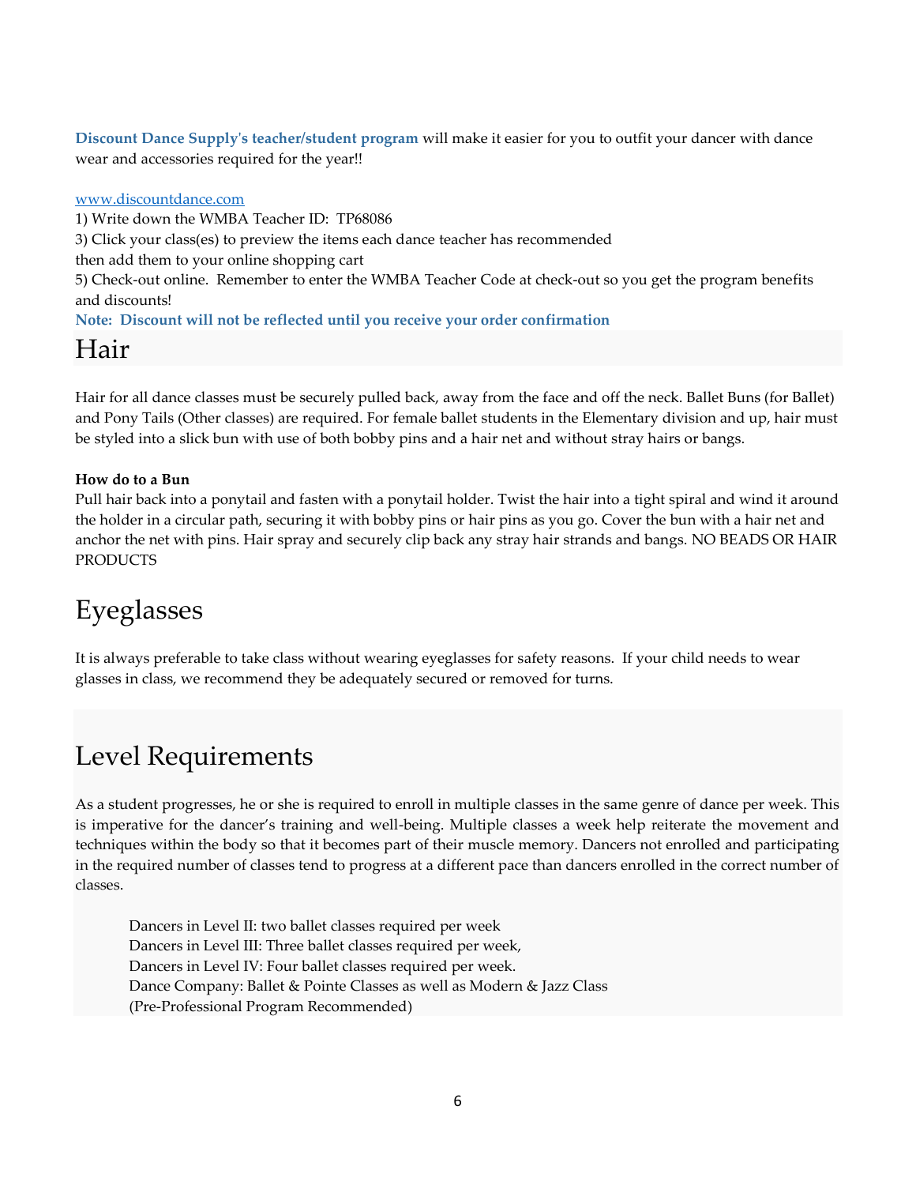**Discount Dance Supply's teacher/student program** will make it easier for you to outfit your dancer with dance wear and accessories required for the year!!

www.discountdance.com

1) Write down the WMBA Teacher ID: TP68086

3) Click your class(es) to preview the items each dance teacher has recommended then add them to your online shopping cart

5) Check-out online. Remember to enter the WMBA Teacher Code at check-out so you get the program benefits and discounts!

**Note: Discount will not be reflected until you receive your order confirmation**

# Hair

Hair for all dance classes must be securely pulled back, away from the face and off the neck. Ballet Buns (for Ballet) and Pony Tails (Other classes) are required. For female ballet students in the Elementary division and up, hair must be styled into a slick bun with use of both bobby pins and a hair net and without stray hairs or bangs.

**How do to a Bun**

Pull hair back into a ponytail and fasten with a ponytail holder. Twist the hair into a tight spiral and wind it around the holder in a circular path, securing it with bobby pins or hair pins as you go. Cover the bun with a hair net and anchor the net with pins. Hair spray and securely clip back any stray hair strands and bangs. NO BEADS OR HAIR PRODUCTS

# Eyeglasses

It is always preferable to take class without wearing eyeglasses for safety reasons. If your child needs to wear glasses in class, we recommend they be adequately secured or removed for turns.

# Level Requirements

As a student progresses, he or she is required to enroll in multiple classes in the same genre of dance per week. This is imperative for the dancer's training and well-being. Multiple classes a week help reiterate the movement and techniques within the body so that it becomes part of their muscle memory. Dancers not enrolled and participating in the required number of classes tend to progress at a different pace than dancers enrolled in the correct number of classes.

Dancers in Level II: two ballet classes required per week
Dancers in Level III: Three ballet classes required per week,
Dancers in Level IV: Four ballet classes required per week.
Dance Company: Ballet & Pointe Classes as well as Modern & Jazz Class
(Pre-Professional Program Recommended)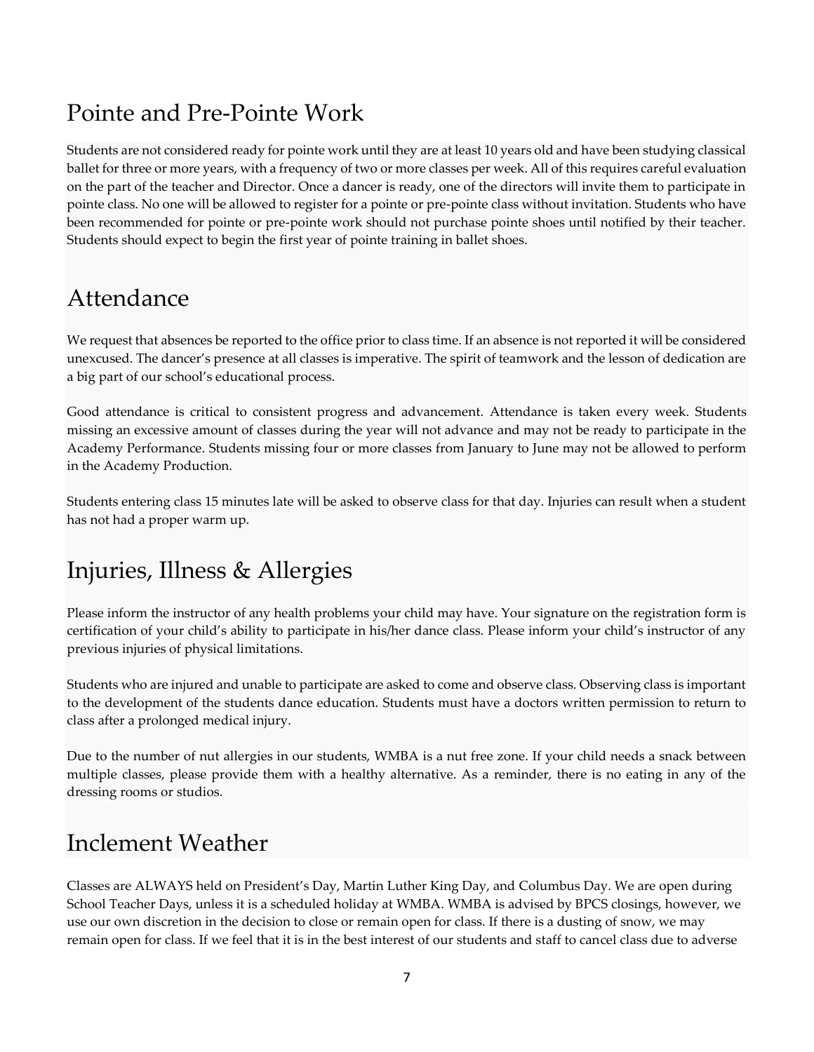## Pointe and Pre-Pointe Work

Students are not considered ready for pointe work until they are at least 10 years old and have been studying classical ballet for three or more years, with a frequency of two or more classes per week. All of this requires careful evaluation on the part of the teacher and Director. Once a dancer is ready, one of the directors will invite them to participate in pointe class. No one will be allowed to register for a pointe or pre-pointe class without invitation. Students who have been recommended for pointe or pre-pointe work should not purchase pointe shoes until notified by their teacher. Students should expect to begin the first year of pointe training in ballet shoes.

## Attendance

We request that absences be reported to the office prior to class time. If an absence is not reported it will be considered unexcused. The dancer's presence at all classes is imperative. The spirit of teamwork and the lesson of dedication are a big part of our school's educational process.

Good attendance is critical to consistent progress and advancement. Attendance is taken every week. Students missing an excessive amount of classes during the year will not advance and may not be ready to participate in the Academy Performance. Students missing four or more classes from January to June may not be allowed to perform in the Academy Production.

Students entering class 15 minutes late will be asked to observe class for that day. Injuries can result when a student has not had a proper warm up.

## Injuries, Illness & Allergies

Please inform the instructor of any health problems your child may have. Your signature on the registration form is certification of your child's ability to participate in his/her dance class. Please inform your child's instructor of any previous injuries of physical limitations.

Students who are injured and unable to participate are asked to come and observe class. Observing class is important to the development of the students dance education. Students must have a doctors written permission to return to class after a prolonged medical injury.

Due to the number of nut allergies in our students, WMBA is a nut free zone. If your child needs a snack between multiple classes, please provide them with a healthy alternative. As a reminder, there is no eating in any of the dressing rooms or studios.

## Inclement Weather

Classes are ALWAYS held on President's Day, Martin Luther King Day, and Columbus Day. We are open during School Teacher Days, unless it is a scheduled holiday at WMBA. WMBA is advised by BPCS closings, however, we use our own discretion in the decision to close or remain open for class. If there is a dusting of snow, we may remain open for class. If we feel that it is in the best interest of our students and staff to cancel class due to adverse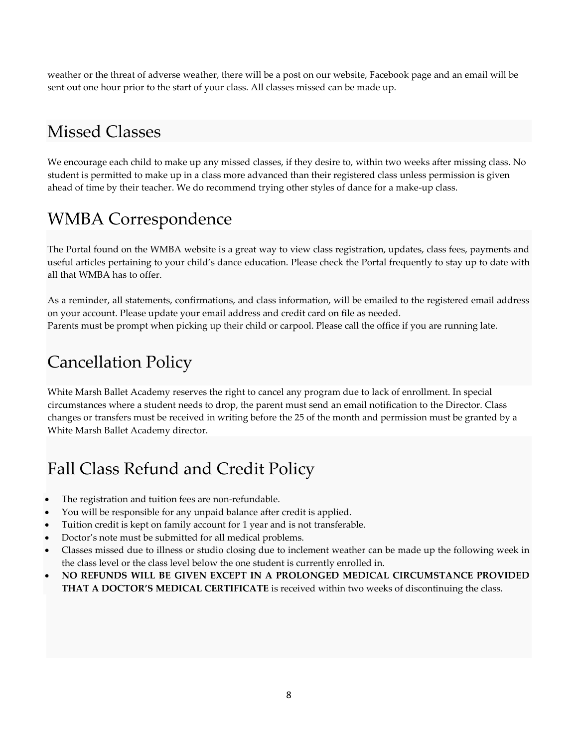weather or the threat of adverse weather, there will be a post on our website, Facebook page and an email will be sent out one hour prior to the start of your class. All classes missed can be made up.

## Missed Classes

We encourage each child to make up any missed classes, if they desire to, within two weeks after missing class. No student is permitted to make up in a class more advanced than their registered class unless permission is given ahead of time by their teacher. We do recommend trying other styles of dance for a make-up class.

## WMBA Correspondence

The Portal found on the WMBA website is a great way to view class registration, updates, class fees, payments and useful articles pertaining to your child's dance education. Please check the Portal frequently to stay up to date with all that WMBA has to offer.

As a reminder, all statements, confirmations, and class information, will be emailed to the registered email address on your account. Please update your email address and credit card on file as needed.
Parents must be prompt when picking up their child or carpool. Please call the office if you are running late.

## Cancellation Policy

White Marsh Ballet Academy reserves the right to cancel any program due to lack of enrollment. In special circumstances where a student needs to drop, the parent must send an email notification to the Director. Class changes or transfers must be received in writing before the 25 of the month and permission must be granted by a White Marsh Ballet Academy director.

## Fall Class Refund and Credit Policy

- The registration and tuition fees are non-refundable.
- You will be responsible for any unpaid balance after credit is applied.
- Tuition credit is kept on family account for 1 year and is not transferable.
- Doctor's note must be submitted for all medical problems.
- Classes missed due to illness or studio closing due to inclement weather can be made up the following week in the class level or the class level below the one student is currently enrolled in.
- **NO REFUNDS WILL BE GIVEN EXCEPT IN A PROLONGED MEDICAL CIRCUMSTANCE PROVIDED THAT A DOCTOR'S MEDICAL CERTIFICATE** is received within two weeks of discontinuing the class.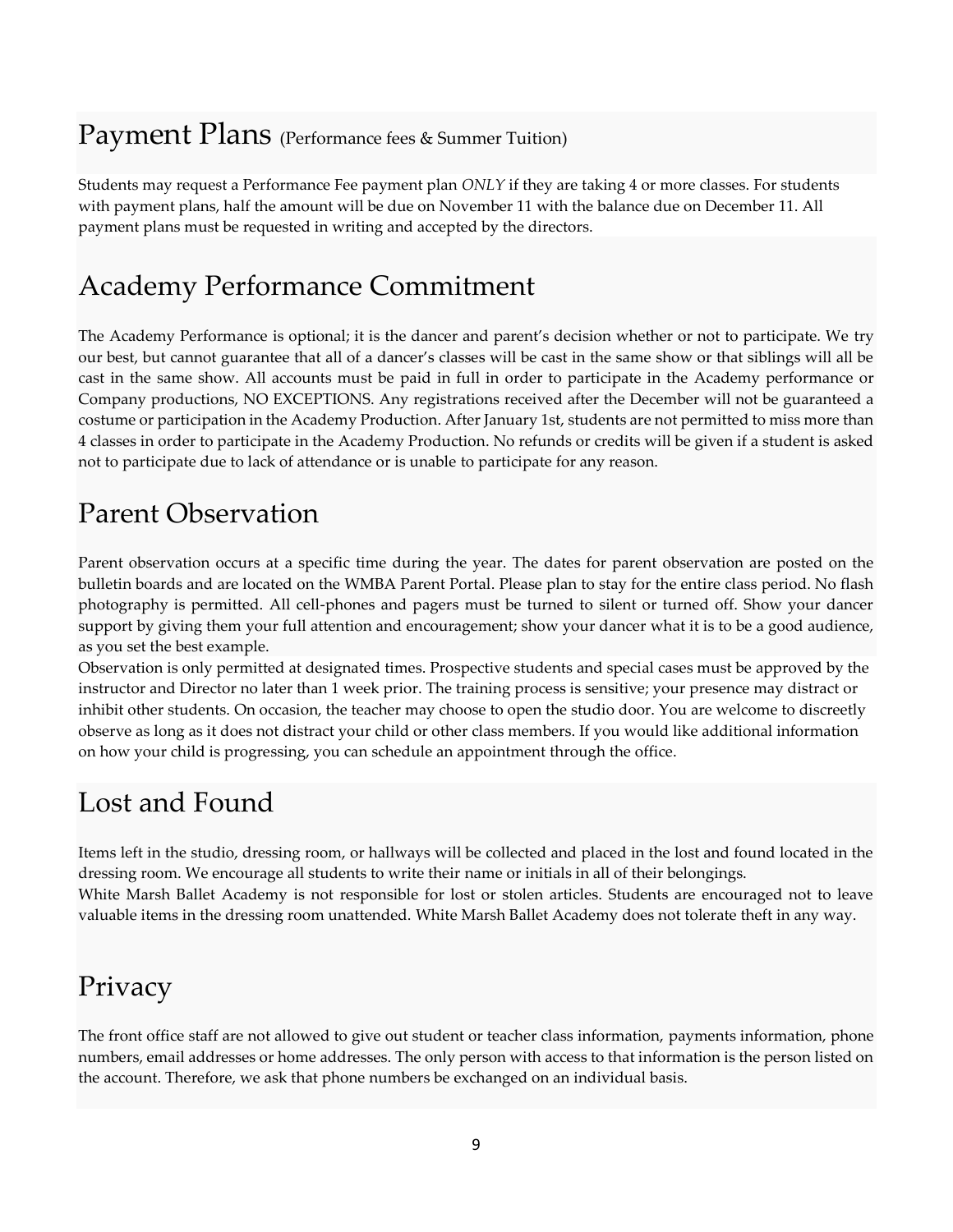## Payment Plans (Performance fees & Summer Tuition)

Students may request a Performance Fee payment plan *ONLY* if they are taking 4 or more classes. For students with payment plans, half the amount will be due on November 11 with the balance due on December 11. All payment plans must be requested in writing and accepted by the directors.

## Academy Performance Commitment

The Academy Performance is optional; it is the dancer and parent's decision whether or not to participate. We try our best, but cannot guarantee that all of a dancer's classes will be cast in the same show or that siblings will all be cast in the same show. All accounts must be paid in full in order to participate in the Academy performance or Company productions, NO EXCEPTIONS. Any registrations received after the December will not be guaranteed a costume or participation in the Academy Production. After January 1st, students are not permitted to miss more than 4 classes in order to participate in the Academy Production. No refunds or credits will be given if a student is asked not to participate due to lack of attendance or is unable to participate for any reason.

## Parent Observation

Parent observation occurs at a specific time during the year. The dates for parent observation are posted on the bulletin boards and are located on the WMBA Parent Portal. Please plan to stay for the entire class period. No flash photography is permitted. All cell-phones and pagers must be turned to silent or turned off. Show your dancer support by giving them your full attention and encouragement; show your dancer what it is to be a good audience, as you set the best example.

Observation is only permitted at designated times. Prospective students and special cases must be approved by the instructor and Director no later than 1 week prior. The training process is sensitive; your presence may distract or inhibit other students. On occasion, the teacher may choose to open the studio door. You are welcome to discreetly observe as long as it does not distract your child or other class members. If you would like additional information on how your child is progressing, you can schedule an appointment through the office.

## Lost and Found

Items left in the studio, dressing room, or hallways will be collected and placed in the lost and found located in the dressing room. We encourage all students to write their name or initials in all of their belongings.

White Marsh Ballet Academy is not responsible for lost or stolen articles. Students are encouraged not to leave valuable items in the dressing room unattended. White Marsh Ballet Academy does not tolerate theft in any way.

## Privacy

The front office staff are not allowed to give out student or teacher class information, payments information, phone numbers, email addresses or home addresses. The only person with access to that information is the person listed on the account. Therefore, we ask that phone numbers be exchanged on an individual basis.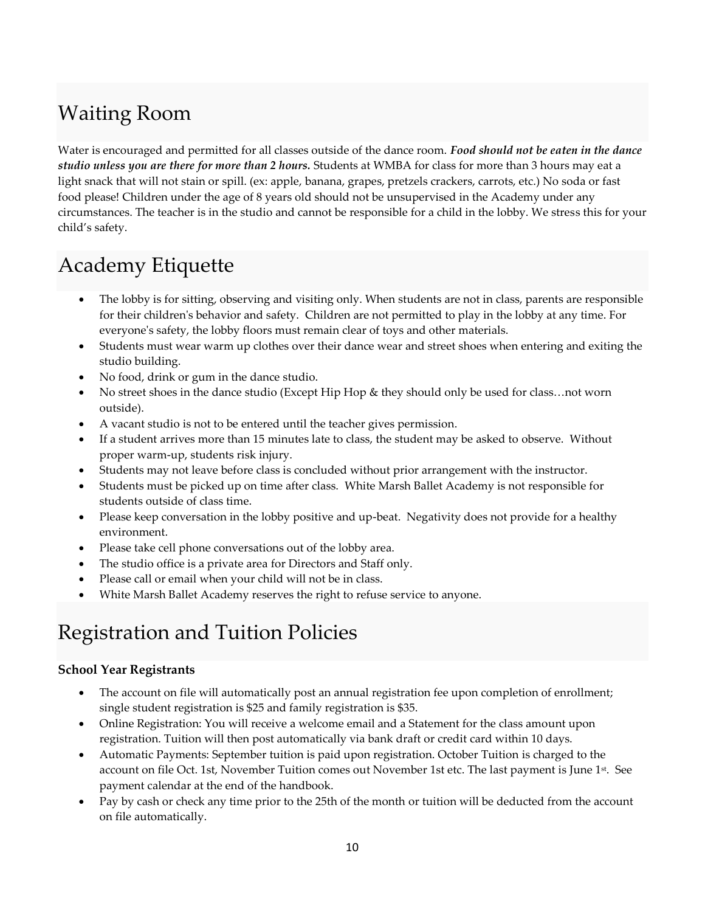## Waiting Room

Water is encouraged and permitted for all classes outside of the dance room. ***Food should not be eaten in the dance studio unless you are there for more than 2 hours.*** Students at WMBA for class for more than 3 hours may eat a light snack that will not stain or spill. (ex: apple, banana, grapes, pretzels crackers, carrots, etc.) No soda or fast food please! Children under the age of 8 years old should not be unsupervised in the Academy under any circumstances. The teacher is in the studio and cannot be responsible for a child in the lobby. We stress this for your child's safety.

## Academy Etiquette

- The lobby is for sitting, observing and visiting only. When students are not in class, parents are responsible for their children's behavior and safety. Children are not permitted to play in the lobby at any time. For everyone's safety, the lobby floors must remain clear of toys and other materials.
- Students must wear warm up clothes over their dance wear and street shoes when entering and exiting the studio building.
- No food, drink or gum in the dance studio.
- No street shoes in the dance studio (Except Hip Hop & they should only be used for class…not worn outside).
- A vacant studio is not to be entered until the teacher gives permission.
- If a student arrives more than 15 minutes late to class, the student may be asked to observe. Without proper warm-up, students risk injury.
- Students may not leave before class is concluded without prior arrangement with the instructor.
- Students must be picked up on time after class. White Marsh Ballet Academy is not responsible for students outside of class time.
- Please keep conversation in the lobby positive and up-beat. Negativity does not provide for a healthy environment.
- Please take cell phone conversations out of the lobby area.
- The studio office is a private area for Directors and Staff only.
- Please call or email when your child will not be in class.
- White Marsh Ballet Academy reserves the right to refuse service to anyone.

## Registration and Tuition Policies

**School Year Registrants**

- The account on file will automatically post an annual registration fee upon completion of enrollment; single student registration is $25 and family registration is $35.
- Online Registration: You will receive a welcome email and a Statement for the class amount upon registration. Tuition will then post automatically via bank draft or credit card within 10 days.
- Automatic Payments: September tuition is paid upon registration. October Tuition is charged to the account on file Oct. 1st, November Tuition comes out November 1st etc. The last payment is June 1st. See payment calendar at the end of the handbook.
- Pay by cash or check any time prior to the 25th of the month or tuition will be deducted from the account on file automatically.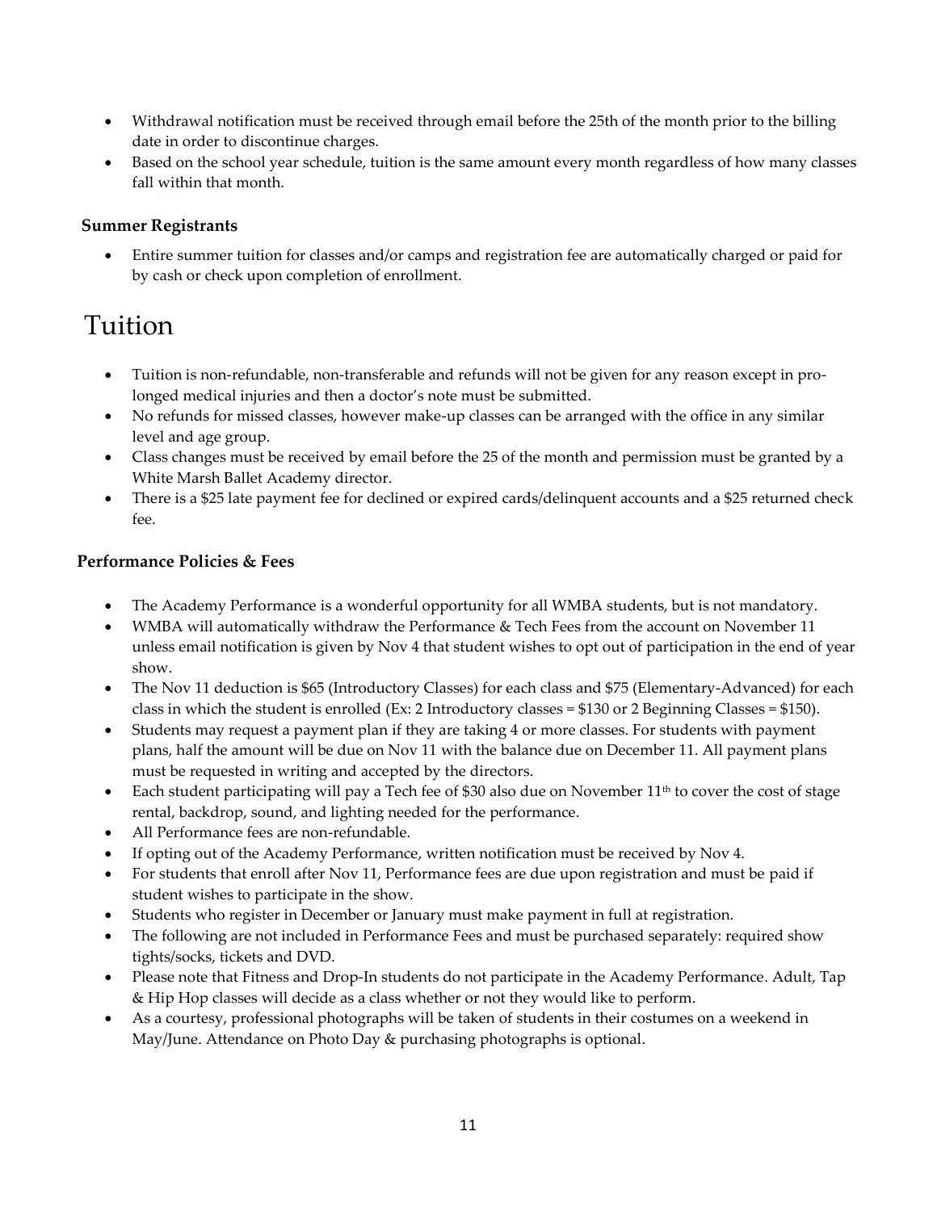- Withdrawal notification must be received through email before the 25th of the month prior to the billing date in order to discontinue charges.
- Based on the school year schedule, tuition is the same amount every month regardless of how many classes fall within that month.

### Summer Registrants

- Entire summer tuition for classes and/or camps and registration fee are automatically charged or paid for by cash or check upon completion of enrollment.

# Tuition

- Tuition is non-refundable, non-transferable and refunds will not be given for any reason except in pro-longed medical injuries and then a doctor's note must be submitted.
- No refunds for missed classes, however make-up classes can be arranged with the office in any similar level and age group.
- Class changes must be received by email before the 25 of the month and permission must be granted by a White Marsh Ballet Academy director.
- There is a $25 late payment fee for declined or expired cards/delinquent accounts and a $25 returned check fee.

### Performance Policies & Fees

- The Academy Performance is a wonderful opportunity for all WMBA students, but is not mandatory.
- WMBA will automatically withdraw the Performance & Tech Fees from the account on November 11 unless email notification is given by Nov 4 that student wishes to opt out of participation in the end of year show.
- The Nov 11 deduction is $65 (Introductory Classes) for each class and $75 (Elementary-Advanced) for each class in which the student is enrolled (Ex: 2 Introductory classes = $130 or 2 Beginning Classes = $150).
- Students may request a payment plan if they are taking 4 or more classes. For students with payment plans, half the amount will be due on Nov 11 with the balance due on December 11. All payment plans must be requested in writing and accepted by the directors.
- Each student participating will pay a Tech fee of $30 also due on November 11th to cover the cost of stage rental, backdrop, sound, and lighting needed for the performance.
- All Performance fees are non-refundable.
- If opting out of the Academy Performance, written notification must be received by Nov 4.
- For students that enroll after Nov 11, Performance fees are due upon registration and must be paid if student wishes to participate in the show.
- Students who register in December or January must make payment in full at registration.
- The following are not included in Performance Fees and must be purchased separately: required show tights/socks, tickets and DVD.
- Please note that Fitness and Drop-In students do not participate in the Academy Performance. Adult, Tap & Hip Hop classes will decide as a class whether or not they would like to perform.
- As a courtesy, professional photographs will be taken of students in their costumes on a weekend in May/June. Attendance on Photo Day & purchasing photographs is optional.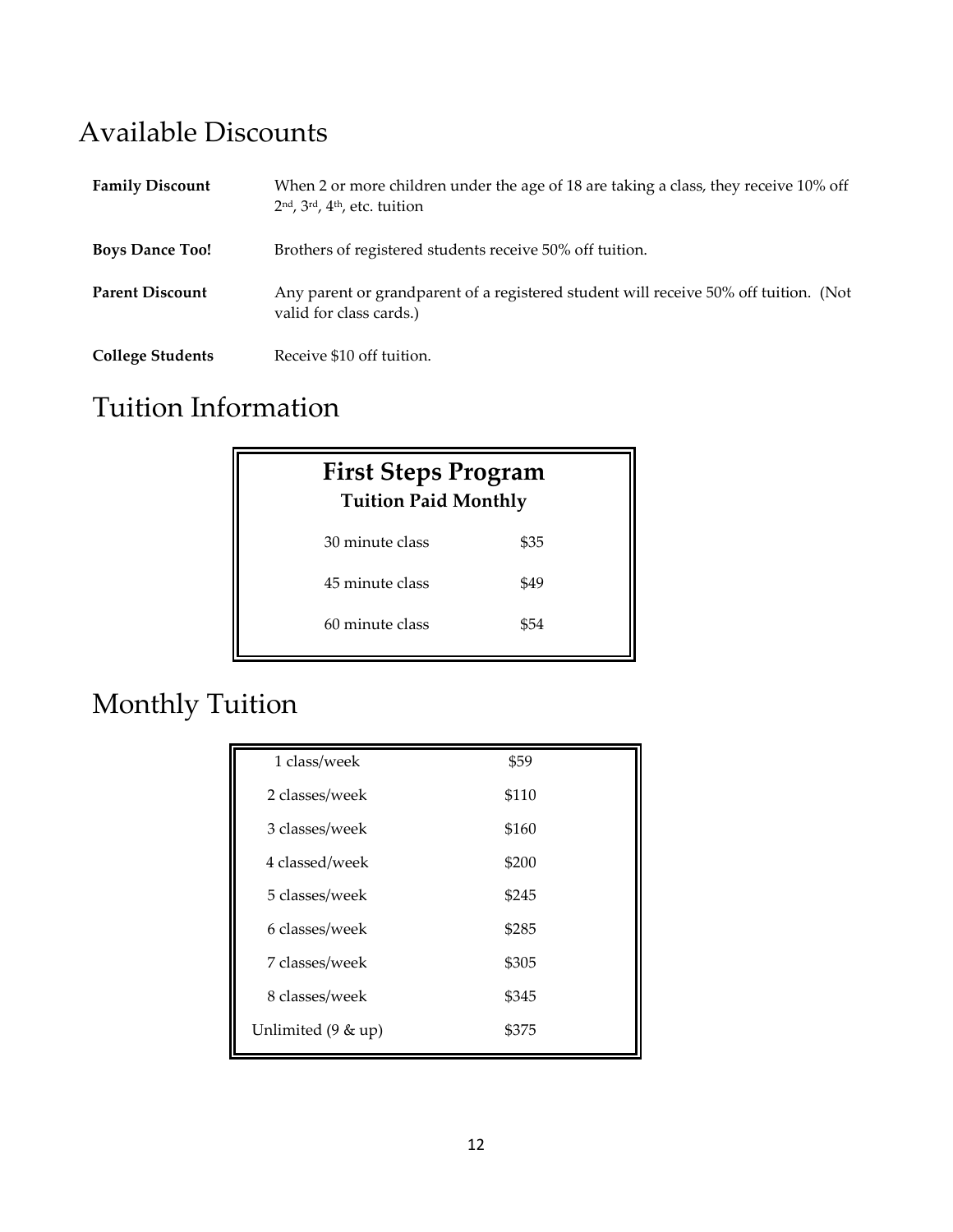# Available Discounts

| | |
|---|---|
| **Family Discount** | When 2 or more children under the age of 18 are taking a class, they receive 10% off 2nd, 3rd, 4th, etc. tuition |
| **Boys Dance Too!** | Brothers of registered students receive 50% off tuition. |
| **Parent Discount** | Any parent or grandparent of a registered student will receive 50% off tuition. (Not valid for class cards.) |
| **College Students** | Receive $10 off tuition. |

# Tuition Information

**First Steps Program**

**Tuition Paid Monthly**

| | |
|---|---|
| 30 minute class | $35 |
| 45 minute class | $49 |
| 60 minute class | $54 |

# Monthly Tuition

| | |
|---|---|
| 1 class/week | $59 |
| 2 classes/week | $110 |
| 3 classes/week | $160 |
| 4 classed/week | $200 |
| 5 classes/week | $245 |
| 6 classes/week | $285 |
| 7 classes/week | $305 |
| 8 classes/week | $345 |
| Unlimited (9 & up) | $375 |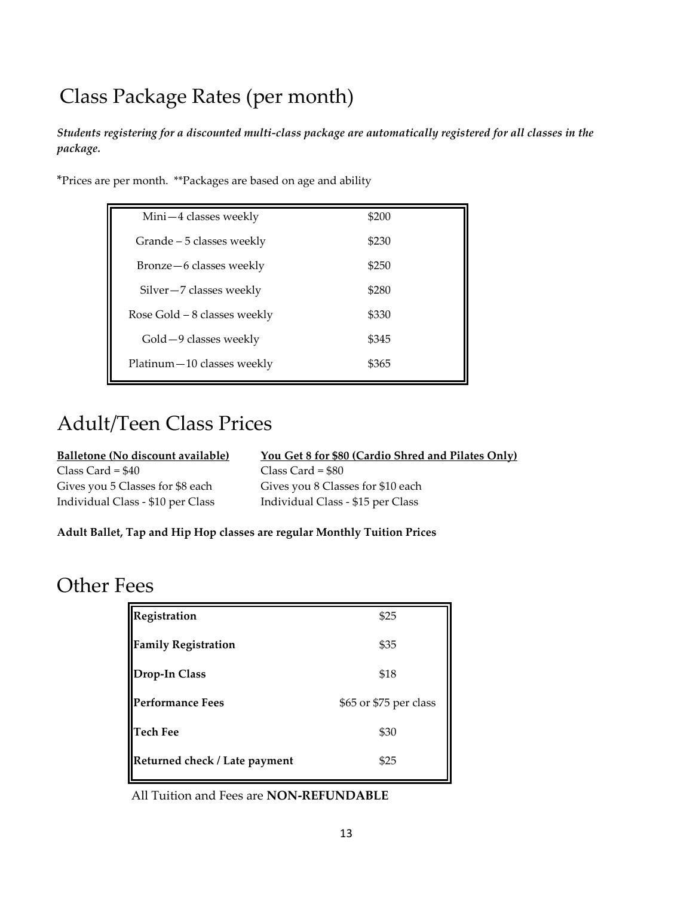# Class Package Rates (per month)

***Students registering for a discounted multi-class package are automatically registered for all classes in the package.***

*Prices are per month. **Packages are based on age and ability

| Package | Price |
|---|---|
| Mini—4 classes weekly | $200 |
| Grande – 5 classes weekly | $230 |
| Bronze—6 classes weekly | $250 |
| Silver—7 classes weekly | $280 |
| Rose Gold – 8 classes weekly | $330 |
| Gold—9 classes weekly | $345 |
| Platinum—10 classes weekly | $365 |

# Adult/Teen Class Prices

**Balletone (No discount available)**

Class Card = $40
Gives you 5 Classes for $8 each
Individual Class - $10 per Class

**You Get 8 for $80 (Cardio Shred and Pilates Only)**

Class Card = $80
Gives you 8 Classes for $10 each
Individual Class - $15 per Class

**Adult Ballet, Tap and Hip Hop classes are regular Monthly Tuition Prices**

# Other Fees

| Fee | Amount |
|---|---|
| **Registration** | $25 |
| **Family Registration** | $35 |
| **Drop-In Class** | $18 |
| **Performance Fees** | $65 or $75 per class |
| **Tech Fee** | $30 |
| **Returned check / Late payment** | $25 |

All Tuition and Fees are **NON-REFUNDABLE**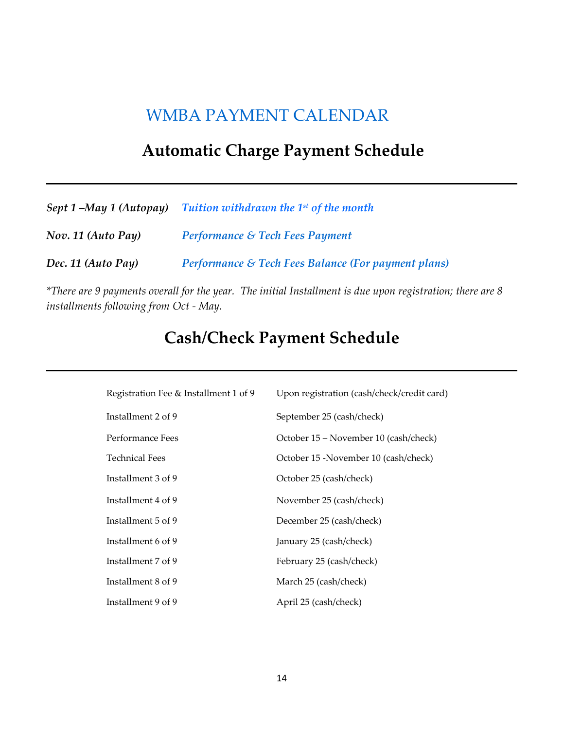# WMBA PAYMENT CALENDAR

## Automatic Charge Payment Schedule

| | |
|---|---|
| ***Sept 1 –May 1 (Autopay)*** | ***Tuition withdrawn the 1st of the month*** |
| ***Nov. 11 (Auto Pay)*** | ***Performance & Tech Fees Payment*** |
| ***Dec. 11 (Auto Pay)*** | ***Performance & Tech Fees Balance (For payment plans)*** |

**There are 9 payments overall for the year. The initial Installment is due upon registration; there are 8 installments following from Oct - May.*

## Cash/Check Payment Schedule

| | |
|---|---|
| Registration Fee & Installment 1 of 9 | Upon registration (cash/check/credit card) |
| Installment 2 of 9 | September 25 (cash/check) |
| Performance Fees | October 15 – November 10 (cash/check) |
| Technical Fees | October 15 -November 10 (cash/check) |
| Installment 3 of 9 | October 25 (cash/check) |
| Installment 4 of 9 | November 25 (cash/check) |
| Installment 5 of 9 | December 25 (cash/check) |
| Installment 6 of 9 | January 25 (cash/check) |
| Installment 7 of 9 | February 25 (cash/check) |
| Installment 8 of 9 | March 25 (cash/check) |
| Installment 9 of 9 | April 25 (cash/check) |